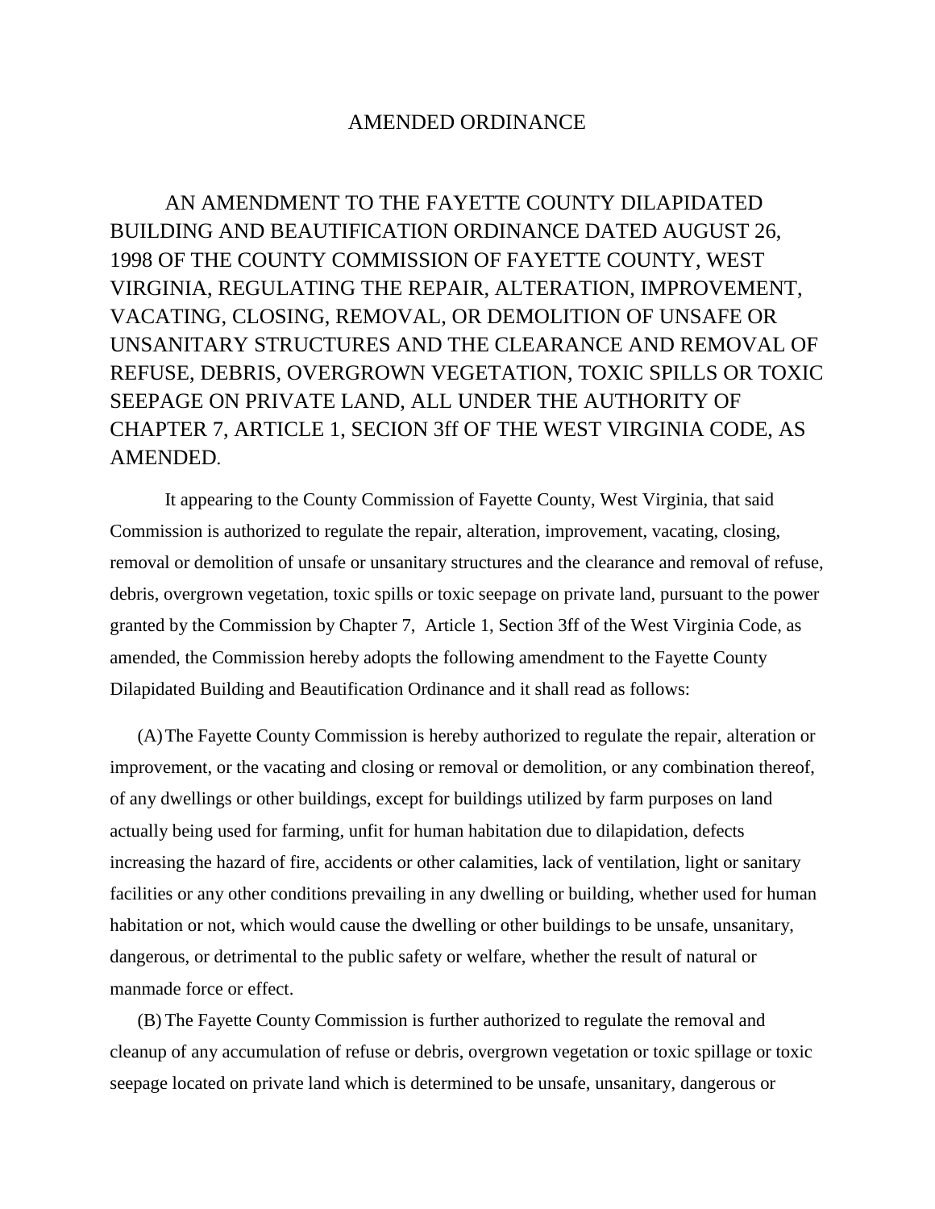# AMENDED ORDINANCE

AN AMENDMENT TO THE FAYETTE COUNTY DILAPIDATED BUILDING AND BEAUTIFICATION ORDINANCE DATED AUGUST 26, 1998 OF THE COUNTY COMMISSION OF FAYETTE COUNTY, WEST VIRGINIA, REGULATING THE REPAIR, ALTERATION, IMPROVEMENT, VACATING, CLOSING, REMOVAL, OR DEMOLITION OF UNSAFE OR UNSANITARY STRUCTURES AND THE CLEARANCE AND REMOVAL OF REFUSE, DEBRIS, OVERGROWN VEGETATION, TOXIC SPILLS OR TOXIC SEEPAGE ON PRIVATE LAND, ALL UNDER THE AUTHORITY OF CHAPTER 7, ARTICLE 1, SECION 3ff OF THE WEST VIRGINIA CODE, AS AMENDED.

It appearing to the County Commission of Fayette County, West Virginia, that said Commission is authorized to regulate the repair, alteration, improvement, vacating, closing, removal or demolition of unsafe or unsanitary structures and the clearance and removal of refuse, debris, overgrown vegetation, toxic spills or toxic seepage on private land, pursuant to the power granted by the Commission by Chapter 7, Article 1, Section 3ff of the West Virginia Code, as amended, the Commission hereby adopts the following amendment to the Fayette County Dilapidated Building and Beautification Ordinance and it shall read as follows:

(A) The Fayette County Commission is hereby authorized to regulate the repair, alteration or improvement, or the vacating and closing or removal or demolition, or any combination thereof, of any dwellings or other buildings, except for buildings utilized by farm purposes on land actually being used for farming, unfit for human habitation due to dilapidation, defects increasing the hazard of fire, accidents or other calamities, lack of ventilation, light or sanitary facilities or any other conditions prevailing in any dwelling or building, whether used for human habitation or not, which would cause the dwelling or other buildings to be unsafe, unsanitary, dangerous, or detrimental to the public safety or welfare, whether the result of natural or manmade force or effect.

(B) The Fayette County Commission is further authorized to regulate the removal and cleanup of any accumulation of refuse or debris, overgrown vegetation or toxic spillage or toxic seepage located on private land which is determined to be unsafe, unsanitary, dangerous or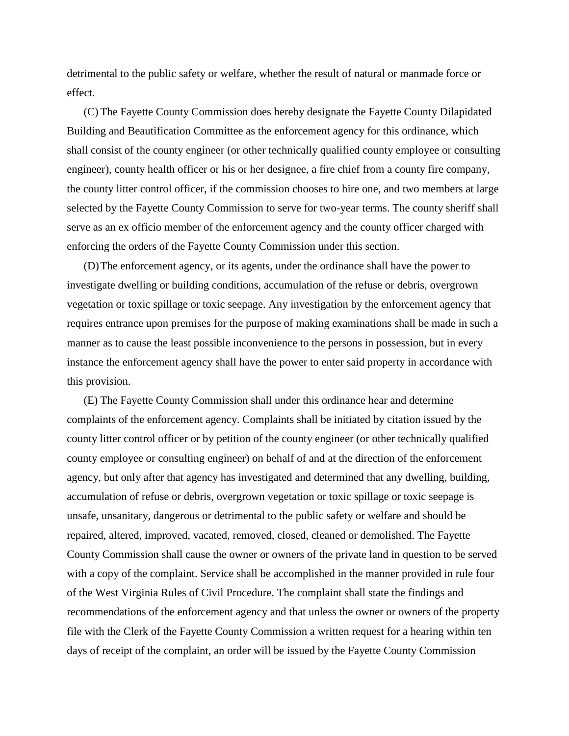detrimental to the public safety or welfare, whether the result of natural or manmade force or effect.

(C) The Fayette County Commission does hereby designate the Fayette County Dilapidated Building and Beautification Committee as the enforcement agency for this ordinance, which shall consist of the county engineer (or other technically qualified county employee or consulting engineer), county health officer or his or her designee, a fire chief from a county fire company, the county litter control officer, if the commission chooses to hire one, and two members at large selected by the Fayette County Commission to serve for two-year terms. The county sheriff shall serve as an ex officio member of the enforcement agency and the county officer charged with enforcing the orders of the Fayette County Commission under this section.

(D) The enforcement agency, or its agents, under the ordinance shall have the power to investigate dwelling or building conditions, accumulation of the refuse or debris, overgrown vegetation or toxic spillage or toxic seepage. Any investigation by the enforcement agency that requires entrance upon premises for the purpose of making examinations shall be made in such a manner as to cause the least possible inconvenience to the persons in possession, but in every instance the enforcement agency shall have the power to enter said property in accordance with this provision.

(E) The Fayette County Commission shall under this ordinance hear and determine complaints of the enforcement agency. Complaints shall be initiated by citation issued by the county litter control officer or by petition of the county engineer (or other technically qualified county employee or consulting engineer) on behalf of and at the direction of the enforcement agency, but only after that agency has investigated and determined that any dwelling, building, accumulation of refuse or debris, overgrown vegetation or toxic spillage or toxic seepage is unsafe, unsanitary, dangerous or detrimental to the public safety or welfare and should be repaired, altered, improved, vacated, removed, closed, cleaned or demolished. The Fayette County Commission shall cause the owner or owners of the private land in question to be served with a copy of the complaint. Service shall be accomplished in the manner provided in rule four of the West Virginia Rules of Civil Procedure. The complaint shall state the findings and recommendations of the enforcement agency and that unless the owner or owners of the property file with the Clerk of the Fayette County Commission a written request for a hearing within ten days of receipt of the complaint, an order will be issued by the Fayette County Commission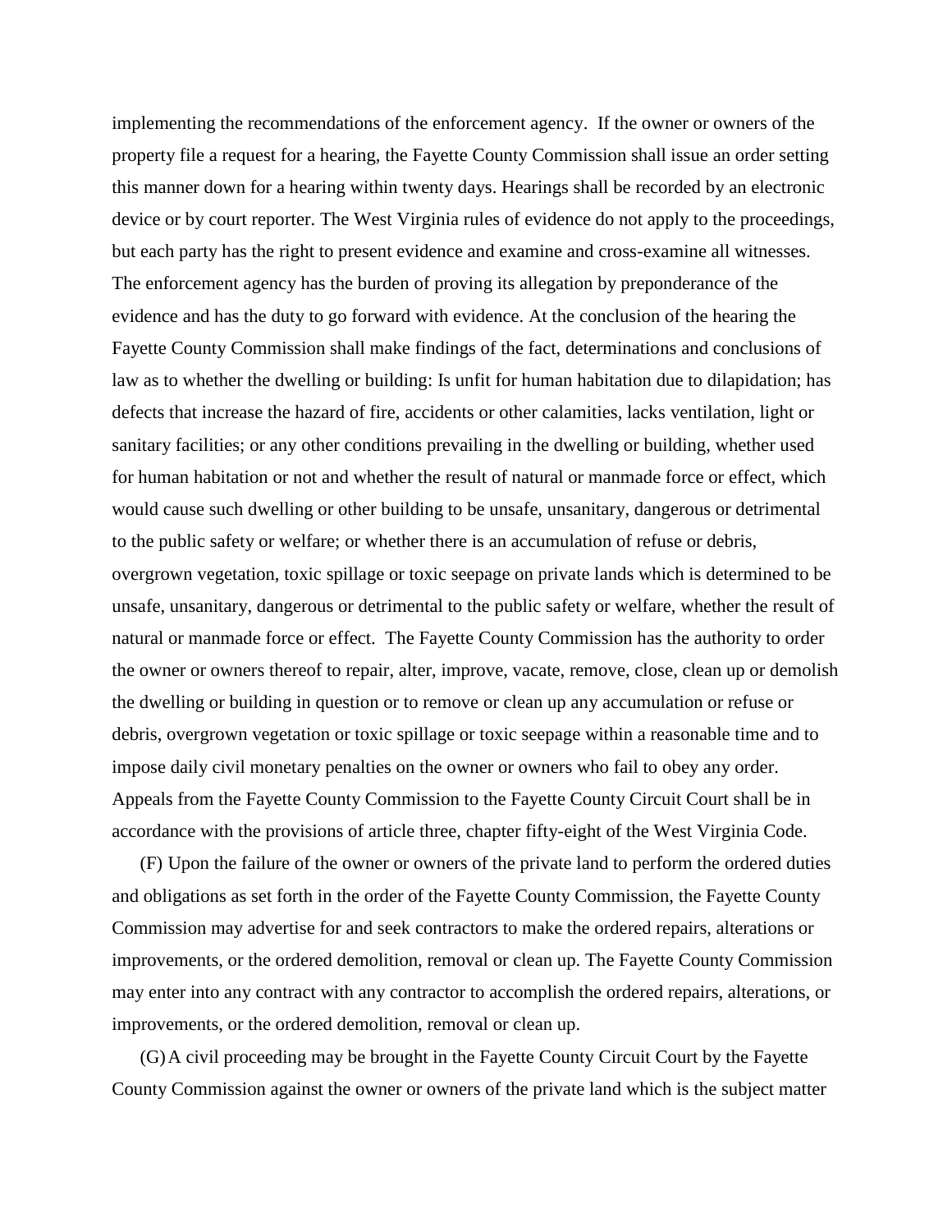implementing the recommendations of the enforcement agency. If the owner or owners of the property file a request for a hearing, the Fayette County Commission shall issue an order setting this manner down for a hearing within twenty days. Hearings shall be recorded by an electronic device or by court reporter. The West Virginia rules of evidence do not apply to the proceedings, but each party has the right to present evidence and examine and cross-examine all witnesses. The enforcement agency has the burden of proving its allegation by preponderance of the evidence and has the duty to go forward with evidence. At the conclusion of the hearing the Fayette County Commission shall make findings of the fact, determinations and conclusions of law as to whether the dwelling or building: Is unfit for human habitation due to dilapidation; has defects that increase the hazard of fire, accidents or other calamities, lacks ventilation, light or sanitary facilities; or any other conditions prevailing in the dwelling or building, whether used for human habitation or not and whether the result of natural or manmade force or effect, which would cause such dwelling or other building to be unsafe, unsanitary, dangerous or detrimental to the public safety or welfare; or whether there is an accumulation of refuse or debris, overgrown vegetation, toxic spillage or toxic seepage on private lands which is determined to be unsafe, unsanitary, dangerous or detrimental to the public safety or welfare, whether the result of natural or manmade force or effect. The Fayette County Commission has the authority to order the owner or owners thereof to repair, alter, improve, vacate, remove, close, clean up or demolish the dwelling or building in question or to remove or clean up any accumulation or refuse or debris, overgrown vegetation or toxic spillage or toxic seepage within a reasonable time and to impose daily civil monetary penalties on the owner or owners who fail to obey any order. Appeals from the Fayette County Commission to the Fayette County Circuit Court shall be in accordance with the provisions of article three, chapter fifty-eight of the West Virginia Code.

(F) Upon the failure of the owner or owners of the private land to perform the ordered duties and obligations as set forth in the order of the Fayette County Commission, the Fayette County Commission may advertise for and seek contractors to make the ordered repairs, alterations or improvements, or the ordered demolition, removal or clean up. The Fayette County Commission may enter into any contract with any contractor to accomplish the ordered repairs, alterations, or improvements, or the ordered demolition, removal or clean up.

(G) A civil proceeding may be brought in the Fayette County Circuit Court by the Fayette County Commission against the owner or owners of the private land which is the subject matter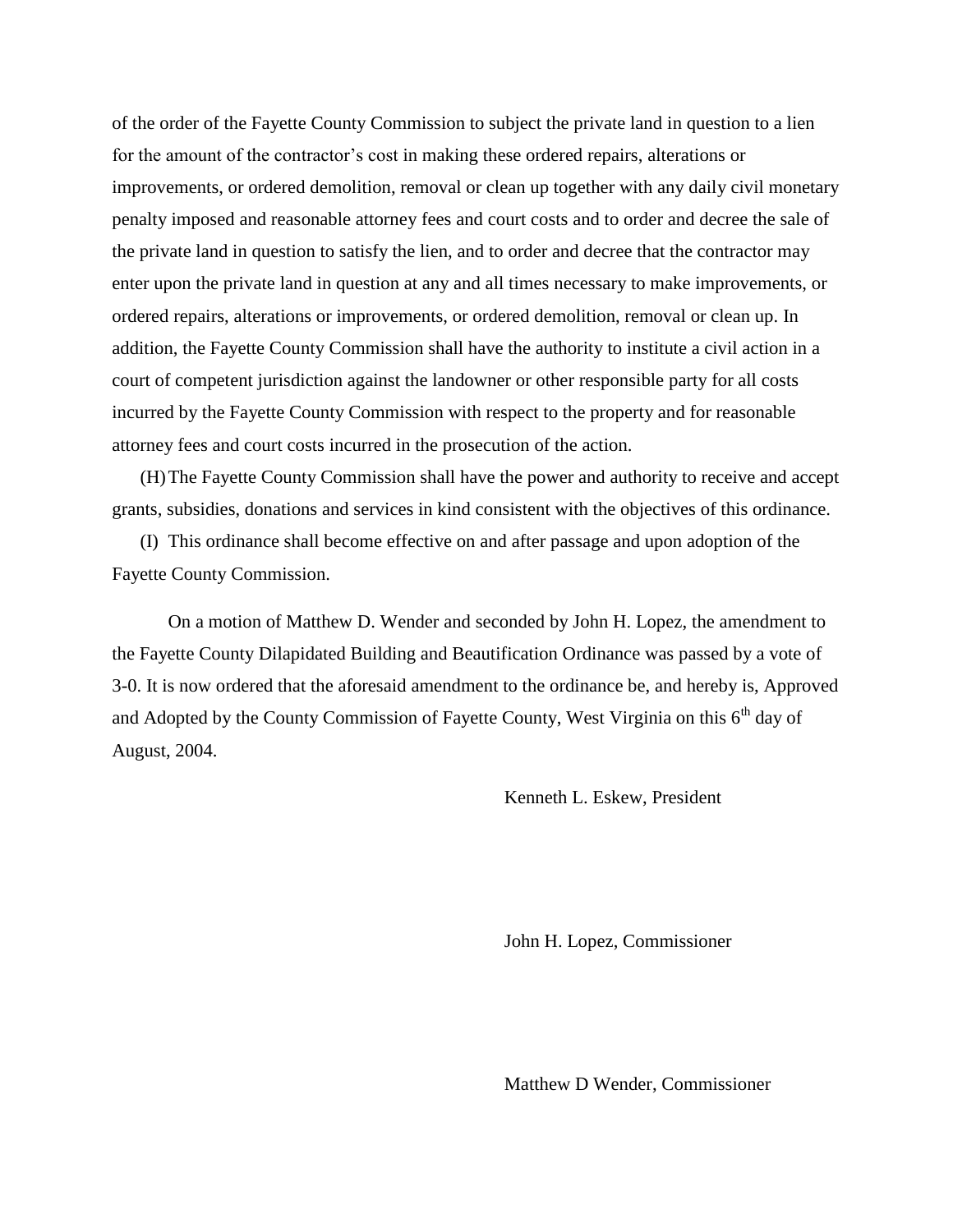of the order of the Fayette County Commission to subject the private land in question to a lien for the amount of the contractor's cost in making these ordered repairs, alterations or improvements, or ordered demolition, removal or clean up together with any daily civil monetary penalty imposed and reasonable attorney fees and court costs and to order and decree the sale of the private land in question to satisfy the lien, and to order and decree that the contractor may enter upon the private land in question at any and all times necessary to make improvements, or ordered repairs, alterations or improvements, or ordered demolition, removal or clean up. In addition, the Fayette County Commission shall have the authority to institute a civil action in a court of competent jurisdiction against the landowner or other responsible party for all costs incurred by the Fayette County Commission with respect to the property and for reasonable attorney fees and court costs incurred in the prosecution of the action.

(H) The Fayette County Commission shall have the power and authority to receive and accept grants, subsidies, donations and services in kind consistent with the objectives of this ordinance.

(I) This ordinance shall become effective on and after passage and upon adoption of the Fayette County Commission.

On a motion of Matthew D. Wender and seconded by John H. Lopez, the amendment to the Fayette County Dilapidated Building and Beautification Ordinance was passed by a vote of 3-0. It is now ordered that the aforesaid amendment to the ordinance be, and hereby is, Approved and Adopted by the County Commission of Fayette County, West Virginia on this 6th day of August, 2004.

Kenneth L. Eskew, President

John H. Lopez, Commissioner

Matthew D Wender, Commissioner